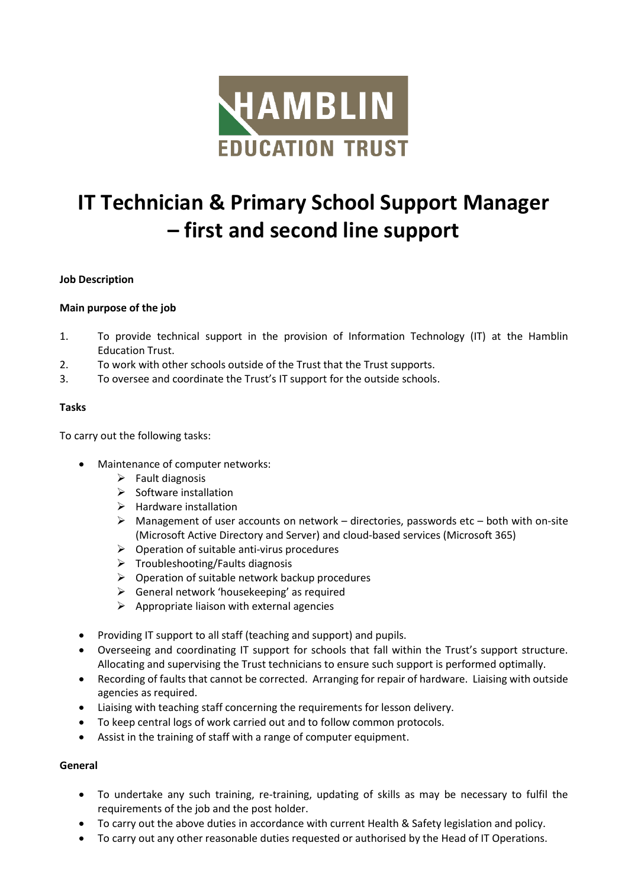HAMBLIN
EDUCATION TRUST

# IT Technician & Primary School Support Manager – first and second line support

**Job Description**

**Main purpose of the job**

1. To provide technical support in the provision of Information Technology (IT) at the Hamblin Education Trust.
2. To work with other schools outside of the Trust that the Trust supports.
3. To oversee and coordinate the Trust's IT support for the outside schools.

**Tasks**

To carry out the following tasks:

- Maintenance of computer networks:
  - Fault diagnosis
  - Software installation
  - Hardware installation
  - Management of user accounts on network – directories, passwords etc – both with on-site (Microsoft Active Directory and Server) and cloud-based services (Microsoft 365)
  - Operation of suitable anti-virus procedures
  - Troubleshooting/Faults diagnosis
  - Operation of suitable network backup procedures
  - General network 'housekeeping' as required
  - Appropriate liaison with external agencies
- Providing IT support to all staff (teaching and support) and pupils.
- Overseeing and coordinating IT support for schools that fall within the Trust's support structure. Allocating and supervising the Trust technicians to ensure such support is performed optimally.
- Recording of faults that cannot be corrected. Arranging for repair of hardware. Liaising with outside agencies as required.
- Liaising with teaching staff concerning the requirements for lesson delivery.
- To keep central logs of work carried out and to follow common protocols.
- Assist in the training of staff with a range of computer equipment.

**General**

- To undertake any such training, re-training, updating of skills as may be necessary to fulfil the requirements of the job and the post holder.
- To carry out the above duties in accordance with current Health & Safety legislation and policy.
- To carry out any other reasonable duties requested or authorised by the Head of IT Operations.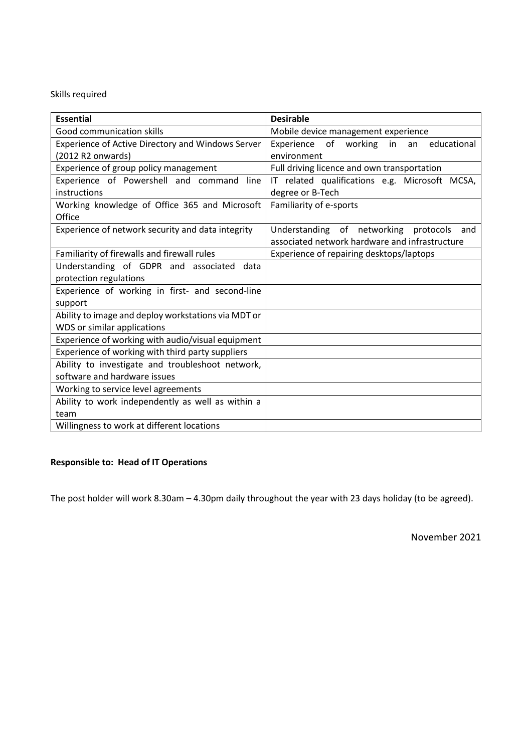Skills required

| Essential | Desirable |
|---|---|
| Good communication skills | Mobile device management experience |
| Experience of Active Directory and Windows Server (2012 R2 onwards) | Experience of working in an educational environment |
| Experience of group policy management | Full driving licence and own transportation |
| Experience of Powershell and command line instructions | IT related qualifications e.g. Microsoft MCSA, degree or B-Tech |
| Working knowledge of Office 365 and Microsoft Office | Familiarity of e-sports |
| Experience of network security and data integrity | Understanding of networking protocols and associated network hardware and infrastructure |
| Familiarity of firewalls and firewall rules | Experience of repairing desktops/laptops |
| Understanding of GDPR and associated data protection regulations | |
| Experience of working in first- and second-line support | |
| Ability to image and deploy workstations via MDT or WDS or similar applications | |
| Experience of working with audio/visual equipment | |
| Experience of working with third party suppliers | |
| Ability to investigate and troubleshoot network, software and hardware issues | |
| Working to service level agreements | |
| Ability to work independently as well as within a team | |
| Willingness to work at different locations | |

**Responsible to: Head of IT Operations**

The post holder will work 8.30am – 4.30pm daily throughout the year with 23 days holiday (to be agreed).

November 2021